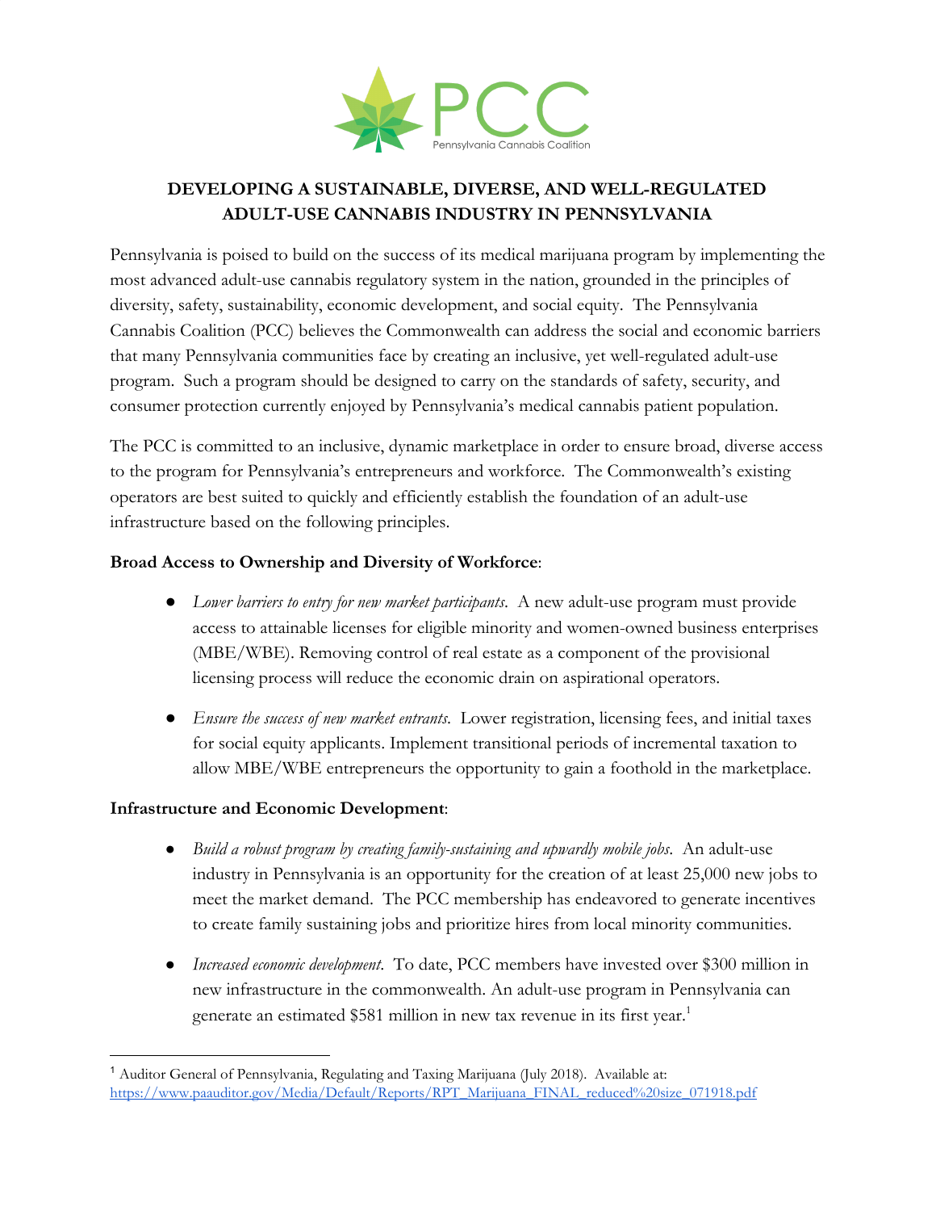PCC

Pennsylvania Cannabis Coalition

# DEVELOPING A SUSTAINABLE, DIVERSE, AND WELL-REGULATED ADULT-USE CANNABIS INDUSTRY IN PENNSYLVANIA

Pennsylvania is poised to build on the success of its medical marijuana program by implementing the most advanced adult-use cannabis regulatory system in the nation, grounded in the principles of diversity, safety, sustainability, economic development, and social equity. The Pennsylvania Cannabis Coalition (PCC) believes the Commonwealth can address the social and economic barriers that many Pennsylvania communities face by creating an inclusive, yet well-regulated adult-use program. Such a program should be designed to carry on the standards of safety, security, and consumer protection currently enjoyed by Pennsylvania's medical cannabis patient population.

The PCC is committed to an inclusive, dynamic marketplace in order to ensure broad, diverse access to the program for Pennsylvania's entrepreneurs and workforce. The Commonwealth's existing operators are best suited to quickly and efficiently establish the foundation of an adult-use infrastructure based on the following principles.

**Broad Access to Ownership and Diversity of Workforce**:

- *Lower barriers to entry for new market participants*. A new adult-use program must provide access to attainable licenses for eligible minority and women-owned business enterprises (MBE/WBE). Removing control of real estate as a component of the provisional licensing process will reduce the economic drain on aspirational operators.

- *Ensure the success of new market entrants*. Lower registration, licensing fees, and initial taxes for social equity applicants. Implement transitional periods of incremental taxation to allow MBE/WBE entrepreneurs the opportunity to gain a foothold in the marketplace.

**Infrastructure and Economic Development**:

- *Build a robust program by creating family-sustaining and upwardly mobile jobs*. An adult-use industry in Pennsylvania is an opportunity for the creation of at least 25,000 new jobs to meet the market demand. The PCC membership has endeavored to generate incentives to create family sustaining jobs and prioritize hires from local minority communities.

- *Increased economic development*. To date, PCC members have invested over $300 million in new infrastructure in the commonwealth. An adult-use program in Pennsylvania can generate an estimated $581 million in new tax revenue in its first year.[1]

[1] Auditor General of Pennsylvania, Regulating and Taxing Marijuana (July 2018). Available at: https://www.paauditor.gov/Media/Default/Reports/RPT_Marijuana_FINAL_reduced%20size_071918.pdf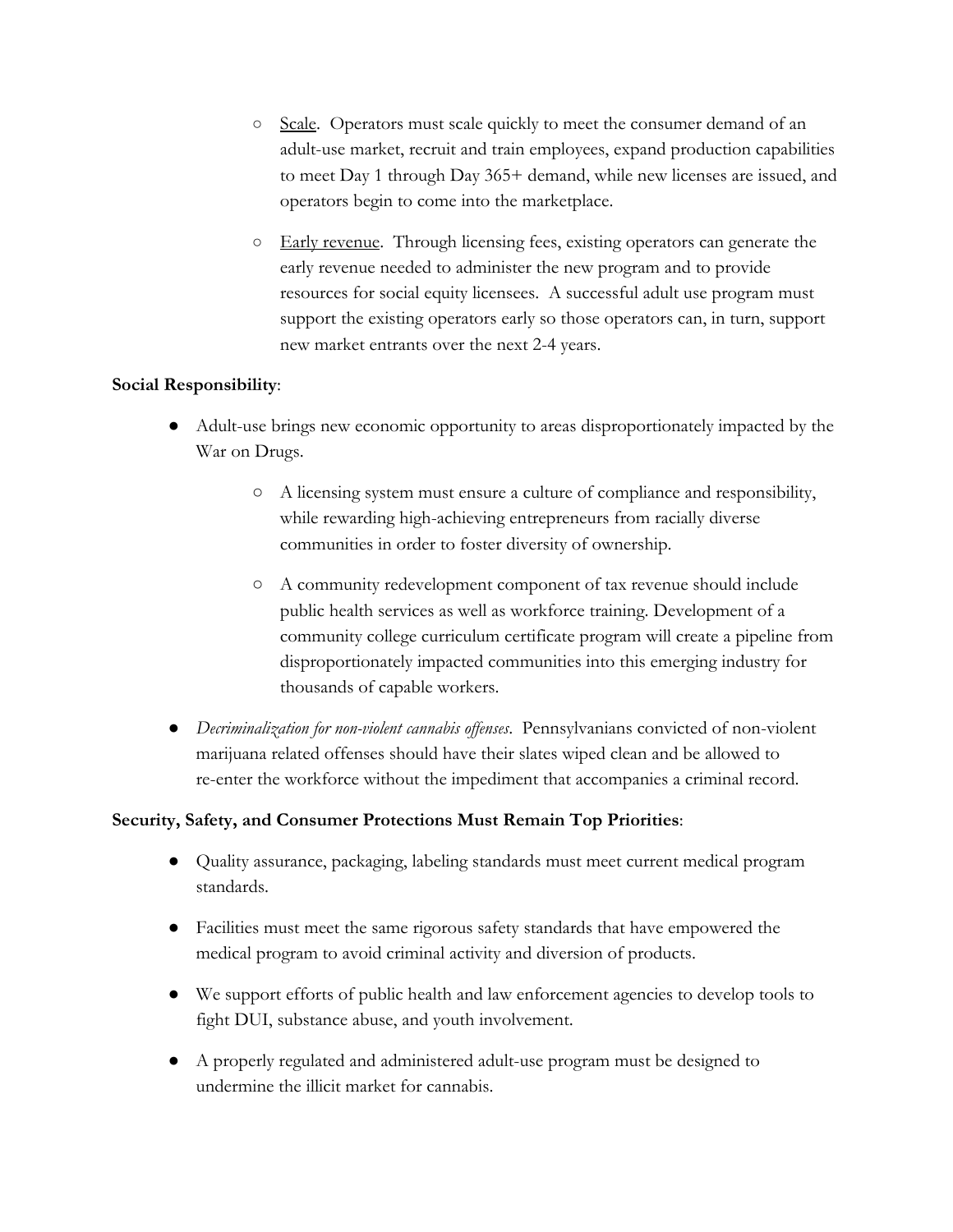- <u>Scale</u>. Operators must scale quickly to meet the consumer demand of an adult-use market, recruit and train employees, expand production capabilities to meet Day 1 through Day 365+ demand, while new licenses are issued, and operators begin to come into the marketplace.
- <u>Early revenue</u>. Through licensing fees, existing operators can generate the early revenue needed to administer the new program and to provide resources for social equity licensees. A successful adult use program must support the existing operators early so those operators can, in turn, support new market entrants over the next 2-4 years.

**Social Responsibility**:

- Adult-use brings new economic opportunity to areas disproportionately impacted by the War on Drugs.
    - A licensing system must ensure a culture of compliance and responsibility, while rewarding high-achieving entrepreneurs from racially diverse communities in order to foster diversity of ownership.
    - A community redevelopment component of tax revenue should include public health services as well as workforce training. Development of a community college curriculum certificate program will create a pipeline from disproportionately impacted communities into this emerging industry for thousands of capable workers.
- *Decriminalization for non-violent cannabis offenses*. Pennsylvanians convicted of non-violent marijuana related offenses should have their slates wiped clean and be allowed to re-enter the workforce without the impediment that accompanies a criminal record.

**Security, Safety, and Consumer Protections Must Remain Top Priorities**:

- Quality assurance, packaging, labeling standards must meet current medical program standards.
- Facilities must meet the same rigorous safety standards that have empowered the medical program to avoid criminal activity and diversion of products.
- We support efforts of public health and law enforcement agencies to develop tools to fight DUI, substance abuse, and youth involvement.
- A properly regulated and administered adult-use program must be designed to undermine the illicit market for cannabis.